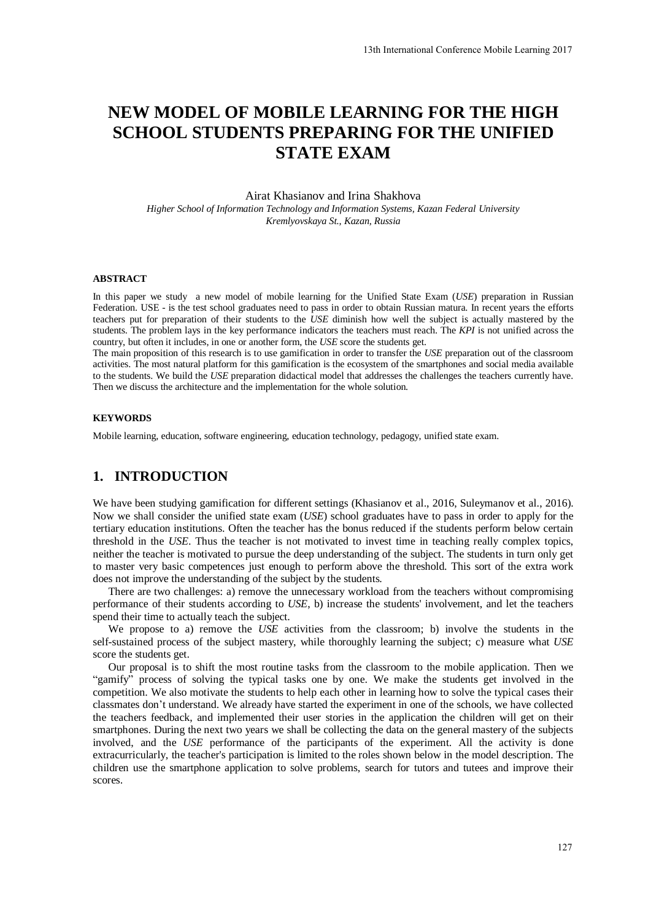# NEW MODEL OF MOBILE LEARNING FOR THE HIGH SCHOOL STUDENTS PREPARING FOR THE UNIFIED STATE EXAM

Airat Khasianov and Irina Shakhova

*Higher School of Information Technology and Information Systems, Kazan Federal University*
*Kremlyovskaya St., Kazan, Russia*

#### ABSTRACT

In this paper we study a new model of mobile learning for the Unified State Exam (*USE*) preparation in Russian Federation. USE - is the test school graduates need to pass in order to obtain Russian matura. In recent years the efforts teachers put for preparation of their students to the *USE* diminish how well the subject is actually mastered by the students. The problem lays in the key performance indicators the teachers must reach. The *KPI* is not unified across the country, but often it includes, in one or another form, the *USE* score the students get.

The main proposition of this research is to use gamification in order to transfer the *USE* preparation out of the classroom activities. The most natural platform for this gamification is the ecosystem of the smartphones and social media available to the students. We build the *USE* preparation didactical model that addresses the challenges the teachers currently have. Then we discuss the architecture and the implementation for the whole solution.

#### KEYWORDS

Mobile learning, education, software engineering, education technology, pedagogy, unified state exam.

## 1. INTRODUCTION

We have been studying gamification for different settings (Khasianov et al., 2016, Suleymanov et al., 2016). Now we shall consider the unified state exam (*USE*) school graduates have to pass in order to apply for the tertiary education institutions. Often the teacher has the bonus reduced if the students perform below certain threshold in the *USE*. Thus the teacher is not motivated to invest time in teaching really complex topics, neither the teacher is motivated to pursue the deep understanding of the subject. The students in turn only get to master very basic competences just enough to perform above the threshold. This sort of the extra work does not improve the understanding of the subject by the students.

There are two challenges: a) remove the unnecessary workload from the teachers without compromising performance of their students according to *USE*, b) increase the students' involvement, and let the teachers spend their time to actually teach the subject.

We propose to a) remove the *USE* activities from the classroom; b) involve the students in the self-sustained process of the subject mastery, while thoroughly learning the subject; c) measure what *USE* score the students get.

Our proposal is to shift the most routine tasks from the classroom to the mobile application. Then we "gamify" process of solving the typical tasks one by one. We make the students get involved in the competition. We also motivate the students to help each other in learning how to solve the typical cases their classmates don't understand. We already have started the experiment in one of the schools, we have collected the teachers feedback, and implemented their user stories in the application the children will get on their smartphones. During the next two years we shall be collecting the data on the general mastery of the subjects involved, and the *USE* performance of the participants of the experiment. All the activity is done extracurricularly, the teacher's participation is limited to the roles shown below in the model description. The children use the smartphone application to solve problems, search for tutors and tutees and improve their scores.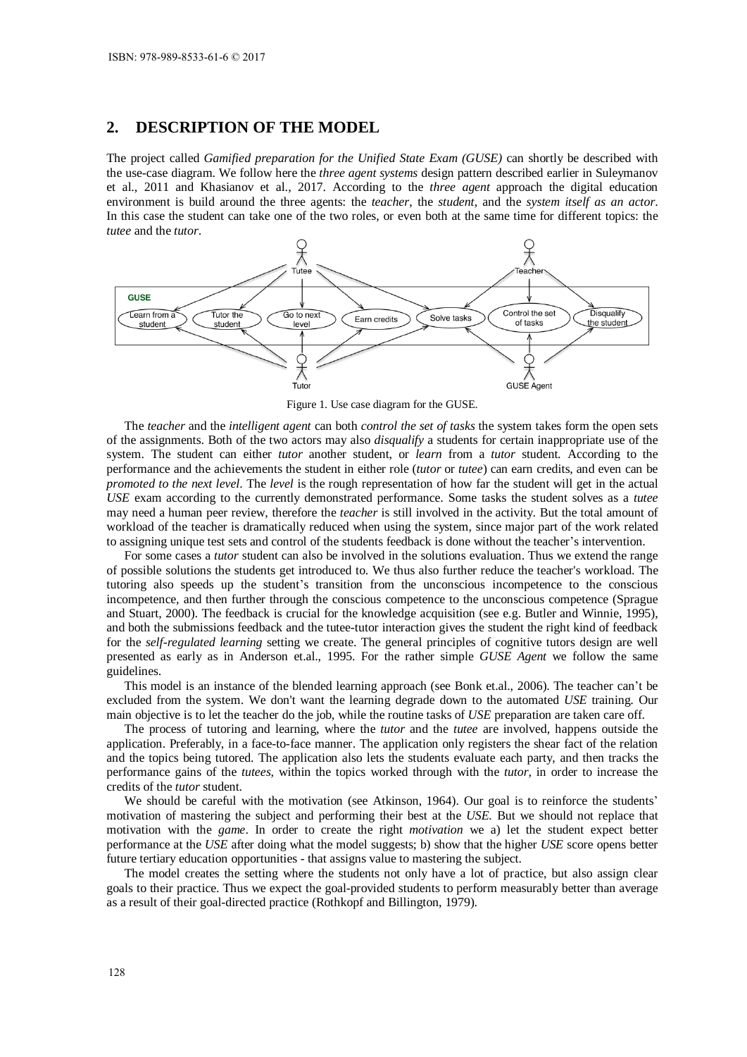## 2. DESCRIPTION OF THE MODEL

The project called *Gamified preparation for the Unified State Exam (GUSE)* can shortly be described with the use-case diagram. We follow here the *three agent systems* design pattern described earlier in Suleymanov et al., 2011 and Khasianov et al., 2017. According to the *three agent* approach the digital education environment is build around the three agents: the *teacher*, the *student*, and the *system itself as an actor*. In this case the student can take one of the two roles, or even both at the same time for different topics: the *tutee* and the *tutor*.

Figure 1. Use case diagram for the GUSE.

The *teacher* and the *intelligent agent* can both *control the set of tasks* the system takes form the open sets of the assignments. Both of the two actors may also *disqualify* a students for certain inappropriate use of the system. The student can either *tutor* another student, or *learn* from a *tutor* student. According to the performance and the achievements the student in either role (*tutor* or *tutee*) can earn credits, and even can be *promoted to the next level*. The *level* is the rough representation of how far the student will get in the actual *USE* exam according to the currently demonstrated performance. Some tasks the student solves as a *tutee* may need a human peer review, therefore the *teacher* is still involved in the activity. But the total amount of workload of the teacher is dramatically reduced when using the system, since major part of the work related to assigning unique test sets and control of the students feedback is done without the teacher's intervention.

For some cases a *tutor* student can also be involved in the solutions evaluation. Thus we extend the range of possible solutions the students get introduced to. We thus also further reduce the teacher's workload. The tutoring also speeds up the student's transition from the unconscious incompetence to the conscious incompetence, and then further through the conscious competence to the unconscious competence (Sprague and Stuart, 2000). The feedback is crucial for the knowledge acquisition (see e.g. Butler and Winnie, 1995), and both the submissions feedback and the tutee-tutor interaction gives the student the right kind of feedback for the *self-regulated learning* setting we create. The general principles of cognitive tutors design are well presented as early as in Anderson et.al., 1995. For the rather simple *GUSE Agent* we follow the same guidelines.

This model is an instance of the blended learning approach (see Bonk et.al., 2006). The teacher can't be excluded from the system. We don't want the learning degrade down to the automated *USE* training. Our main objective is to let the teacher do the job, while the routine tasks of *USE* preparation are taken care off.

The process of tutoring and learning, where the *tutor* and the *tutee* are involved, happens outside the application. Preferably, in a face-to-face manner. The application only registers the shear fact of the relation and the topics being tutored. The application also lets the students evaluate each party, and then tracks the performance gains of the *tutees*, within the topics worked through with the *tutor*, in order to increase the credits of the *tutor* student.

We should be careful with the motivation (see Atkinson, 1964). Our goal is to reinforce the students' motivation of mastering the subject and performing their best at the *USE*. But we should not replace that motivation with the *game*. In order to create the right *motivation* we a) let the student expect better performance at the *USE* after doing what the model suggests; b) show that the higher *USE* score opens better future tertiary education opportunities - that assigns value to mastering the subject.

The model creates the setting where the students not only have a lot of practice, but also assign clear goals to their practice. Thus we expect the goal-provided students to perform measurably better than average as a result of their goal-directed practice (Rothkopf and Billington, 1979).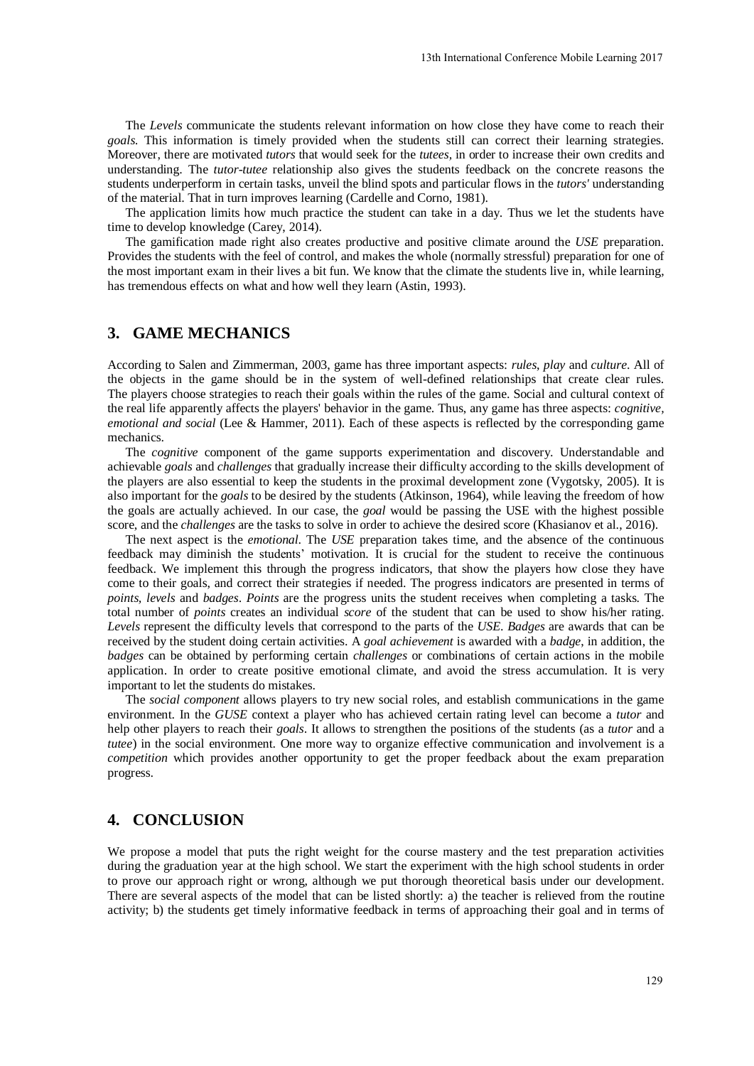The *Levels* communicate the students relevant information on how close they have come to reach their *goals*. This information is timely provided when the students still can correct their learning strategies. Moreover, there are motivated *tutors* that would seek for the *tutees*, in order to increase their own credits and understanding. The *tutor-tutee* relationship also gives the students feedback on the concrete reasons the students underperform in certain tasks, unveil the blind spots and particular flows in the *tutors'* understanding of the material. That in turn improves learning (Cardelle and Corno, 1981).

The application limits how much practice the student can take in a day. Thus we let the students have time to develop knowledge (Carey, 2014).

The gamification made right also creates productive and positive climate around the *USE* preparation. Provides the students with the feel of control, and makes the whole (normally stressful) preparation for one of the most important exam in their lives a bit fun. We know that the climate the students live in, while learning, has tremendous effects on what and how well they learn (Astin, 1993).

## 3. GAME MECHANICS

According to Salen and Zimmerman, 2003, game has three important aspects: *rules*, *play* and *culture*. All of the objects in the game should be in the system of well-defined relationships that create clear rules. The players choose strategies to reach their goals within the rules of the game. Social and cultural context of the real life apparently affects the players' behavior in the game. Thus, any game has three aspects: *cognitive, emotional and social* (Lee & Hammer, 2011). Each of these aspects is reflected by the corresponding game mechanics.

The *cognitive* component of the game supports experimentation and discovery. Understandable and achievable *goals* and *challenges* that gradually increase their difficulty according to the skills development of the players are also essential to keep the students in the proximal development zone (Vygotsky, 2005). It is also important for the *goals* to be desired by the students (Atkinson, 1964), while leaving the freedom of how the goals are actually achieved. In our case, the *goal* would be passing the USE with the highest possible score, and the *challenges* are the tasks to solve in order to achieve the desired score (Khasianov et al., 2016).

The next aspect is the *emotional*. The *USE* preparation takes time, and the absence of the continuous feedback may diminish the students' motivation. It is crucial for the student to receive the continuous feedback. We implement this through the progress indicators, that show the players how close they have come to their goals, and correct their strategies if needed. The progress indicators are presented in terms of *points*, *levels* and *badges*. *Points* are the progress units the student receives when completing a tasks. The total number of *points* creates an individual *score* of the student that can be used to show his/her rating. *Levels* represent the difficulty levels that correspond to the parts of the *USE*. *Badges* are awards that can be received by the student doing certain activities. A *goal achievement* is awarded with a *badge*, in addition, the *badges* can be obtained by performing certain *challenges* or combinations of certain actions in the mobile application. In order to create positive emotional climate, and avoid the stress accumulation. It is very important to let the students do mistakes.

The *social component* allows players to try new social roles, and establish communications in the game environment. In the *GUSE* context a player who has achieved certain rating level can become a *tutor* and help other players to reach their *goals*. It allows to strengthen the positions of the students (as a *tutor* and a *tutee*) in the social environment. One more way to organize effective communication and involvement is a *competition* which provides another opportunity to get the proper feedback about the exam preparation progress.

## 4. CONCLUSION

We propose a model that puts the right weight for the course mastery and the test preparation activities during the graduation year at the high school. We start the experiment with the high school students in order to prove our approach right or wrong, although we put thorough theoretical basis under our development. There are several aspects of the model that can be listed shortly: a) the teacher is relieved from the routine activity; b) the students get timely informative feedback in terms of approaching their goal and in terms of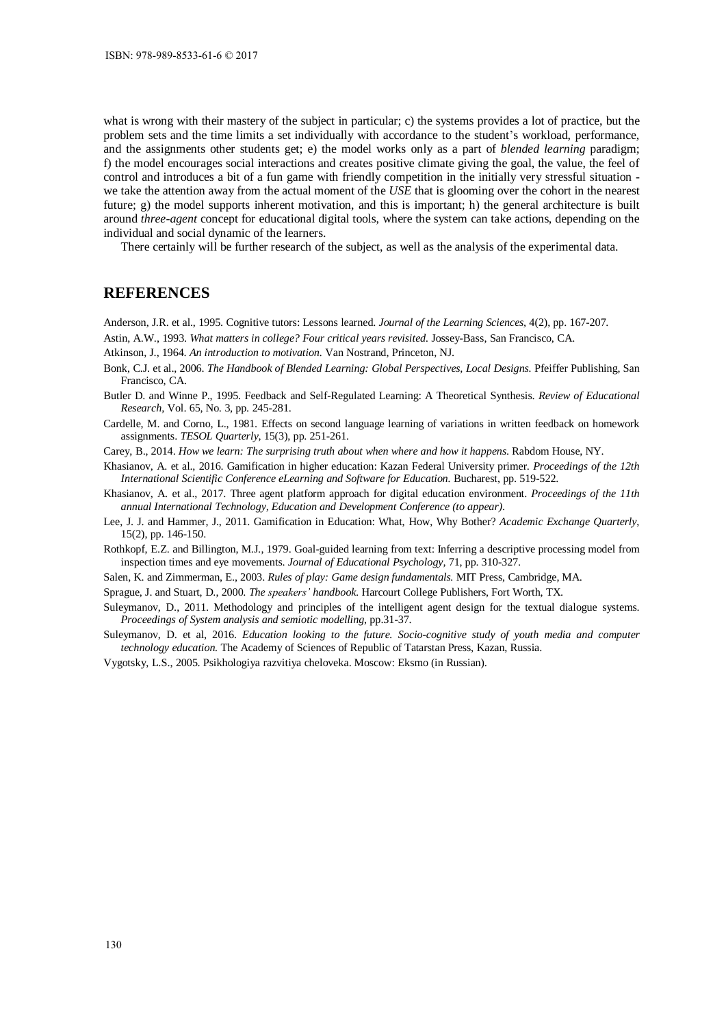what is wrong with their mastery of the subject in particular; c) the systems provides a lot of practice, but the problem sets and the time limits a set individually with accordance to the student's workload, performance, and the assignments other students get; e) the model works only as a part of *blended learning* paradigm; f) the model encourages social interactions and creates positive climate giving the goal, the value, the feel of control and introduces a bit of a fun game with friendly competition in the initially very stressful situation - we take the attention away from the actual moment of the *USE* that is glooming over the cohort in the nearest future; g) the model supports inherent motivation, and this is important; h) the general architecture is built around *three-agent* concept for educational digital tools, where the system can take actions, depending on the individual and social dynamic of the learners.

There certainly will be further research of the subject, as well as the analysis of the experimental data.

## REFERENCES

Anderson, J.R. et al., 1995. Cognitive tutors: Lessons learned. *Journal of the Learning Sciences*, 4(2), pp. 167-207.

Astin, A.W., 1993. *What matters in college? Four critical years revisited.* Jossey-Bass, San Francisco, CA.

Atkinson, J., 1964. *An introduction to motivation.* Van Nostrand, Princeton, NJ.

Bonk, C.J. et al., 2006. *The Handbook of Blended Learning: Global Perspectives, Local Designs.* Pfeiffer Publishing, San Francisco, CA.

Butler D. and Winne P., 1995. Feedback and Self-Regulated Learning: A Theoretical Synthesis. *Review of Educational Research*, Vol. 65, No. 3, pp. 245-281.

Cardelle, M. and Corno, L., 1981. Effects on second language learning of variations in written feedback on homework assignments. *TESOL Quarterly*, 15(3), pp. 251-261.

Carey, B., 2014. *How we learn: The surprising truth about when where and how it happens.* Rabdom House, NY.

Khasianov, A. et al., 2016. Gamification in higher education: Kazan Federal University primer. *Proceedings of the 12th International Scientific Conference eLearning and Software for Education.* Bucharest, pp. 519-522.

Khasianov, A. et al., 2017. Three agent platform approach for digital education environment. *Proceedings of the 11th annual International Technology, Education and Development Conference (to appear).*

Lee, J. J. and Hammer, J., 2011. Gamification in Education: What, How, Why Bother? *Academic Exchange Quarterly*, 15(2), pp. 146-150.

Rothkopf, E.Z. and Billington, M.J., 1979. Goal-guided learning from text: Inferring a descriptive processing model from inspection times and eye movements. *Journal of Educational Psychology*, 71, pp. 310-327.

Salen, K. and Zimmerman, E., 2003. *Rules of play: Game design fundamentals.* MIT Press, Cambridge, MA.

Sprague, J. and Stuart, D., 2000. *The speakers' handbook.* Harcourt College Publishers, Fort Worth, TX.

Suleymanov, D., 2011. Methodology and principles of the intelligent agent design for the textual dialogue systems. *Proceedings of System analysis and semiotic modelling*, pp.31-37.

Suleymanov, D. et al, 2016. *Education looking to the future. Socio-cognitive study of youth media and computer technology education.* The Academy of Sciences of Republic of Tatarstan Press, Kazan, Russia.

Vygotsky, L.S., 2005. Psikhologiya razvitiya cheloveka. Moscow: Eksmo (in Russian).